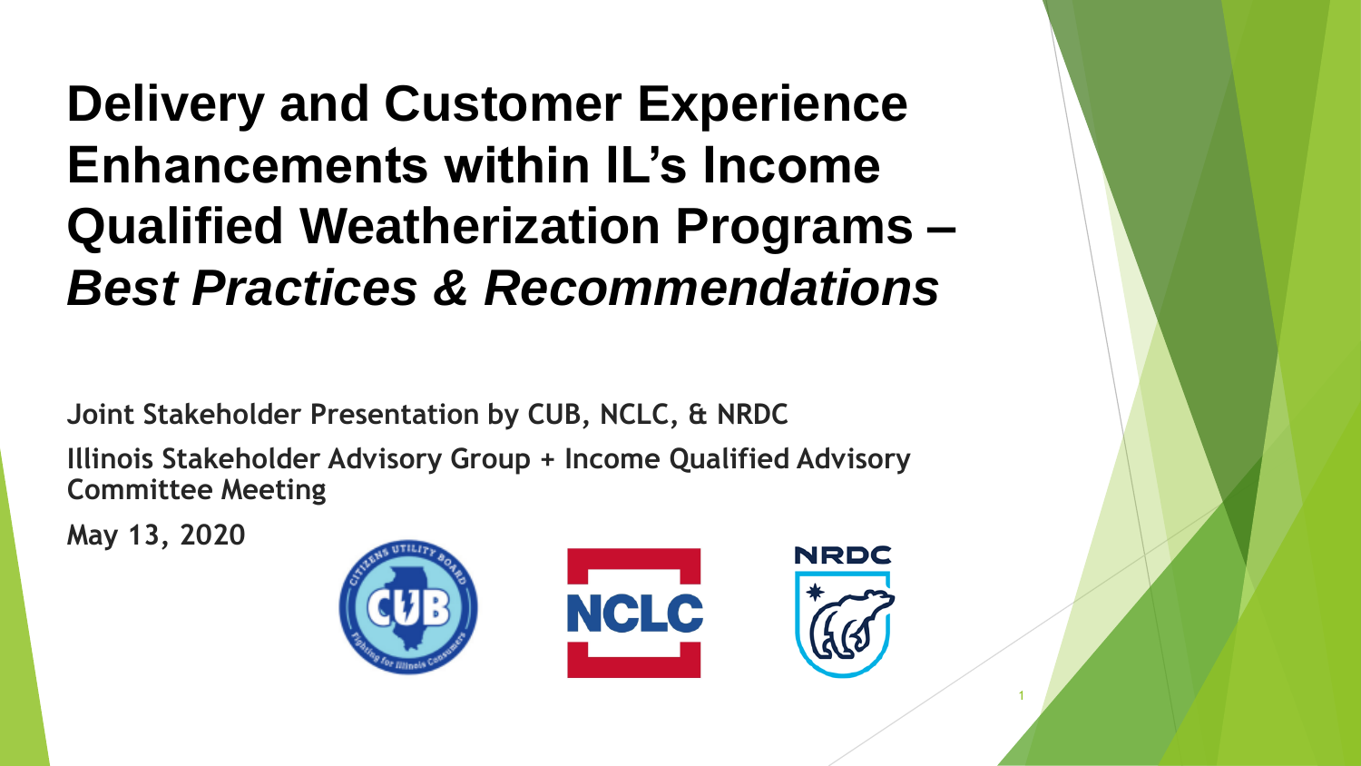# Delivery and Customer Experience Enhancements within IL's Income Qualified Weatherization Programs – *Best Practices & Recommendations*

**Joint Stakeholder Presentation by CUB, NCLC, & NRDC**

**Illinois Stakeholder Advisory Group + Income Qualified Advisory Committee Meeting**

**May 13, 2020**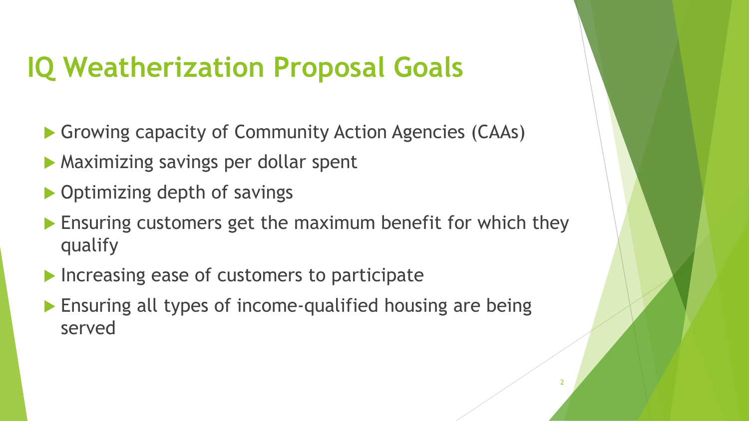# IQ Weatherization Proposal Goals

- Growing capacity of Community Action Agencies (CAAs)
- Maximizing savings per dollar spent
- Optimizing depth of savings
- Ensuring customers get the maximum benefit for which they qualify
- Increasing ease of customers to participate
- Ensuring all types of income-qualified housing are being served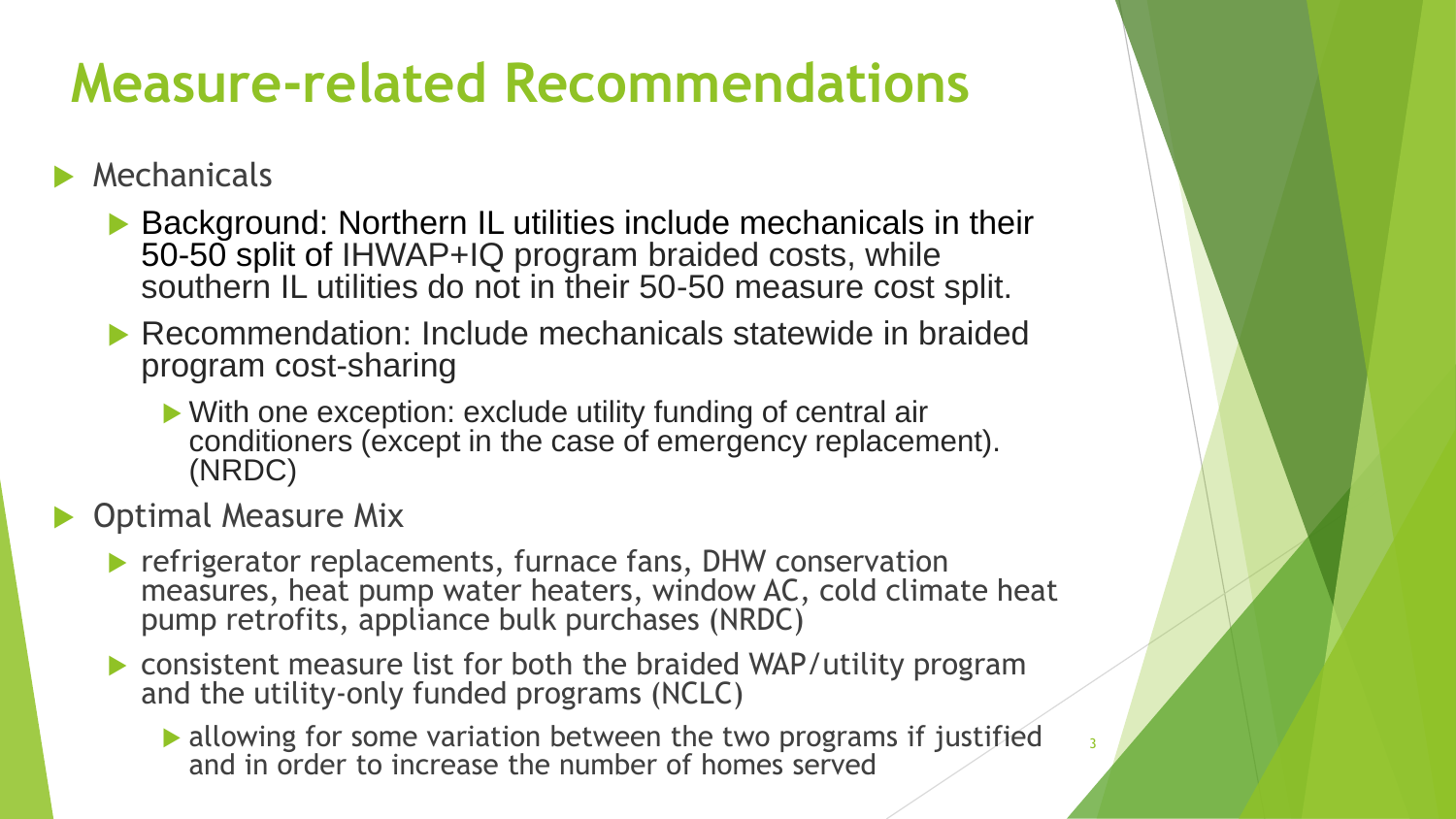# Measure-related Recommendations

- Mechanicals
  - Background: Northern IL utilities include mechanicals in their 50-50 split of IHWAP+IQ program braided costs, while southern IL utilities do not in their 50-50 measure cost split.
  - Recommendation: Include mechanicals statewide in braided program cost-sharing
    - With one exception: exclude utility funding of central air conditioners (except in the case of emergency replacement). (NRDC)
- Optimal Measure Mix
  - refrigerator replacements, furnace fans, DHW conservation measures, heat pump water heaters, window AC, cold climate heat pump retrofits, appliance bulk purchases (NRDC)
  - consistent measure list for both the braided WAP/utility program and the utility-only funded programs (NCLC)
    - allowing for some variation between the two programs if justified and in order to increase the number of homes served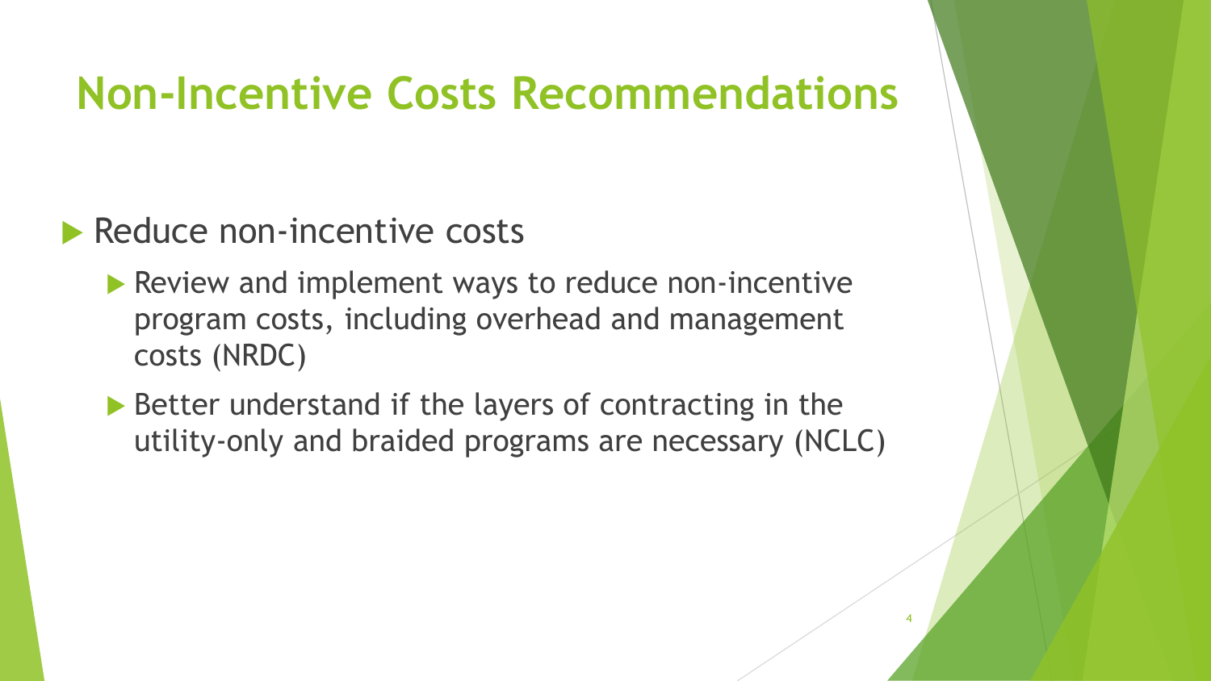# Non-Incentive Costs Recommendations

- Reduce non-incentive costs
  - Review and implement ways to reduce non-incentive program costs, including overhead and management costs (NRDC)
  - Better understand if the layers of contracting in the utility-only and braided programs are necessary (NCLC)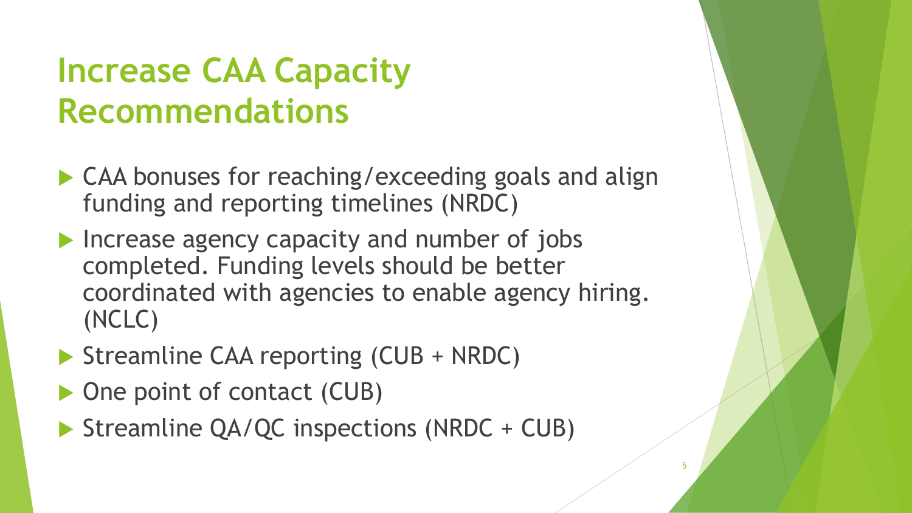# Increase CAA Capacity Recommendations

- CAA bonuses for reaching/exceeding goals and align funding and reporting timelines (NRDC)
- Increase agency capacity and number of jobs completed. Funding levels should be better coordinated with agencies to enable agency hiring. (NCLC)
- Streamline CAA reporting (CUB + NRDC)
- One point of contact (CUB)
- Streamline QA/QC inspections (NRDC + CUB)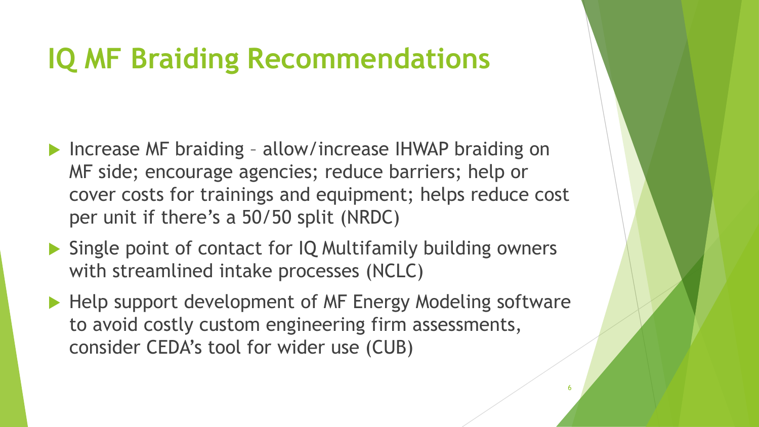# IQ MF Braiding Recommendations

- Increase MF braiding – allow/increase IHWAP braiding on MF side; encourage agencies; reduce barriers; help or cover costs for trainings and equipment; helps reduce cost per unit if there's a 50/50 split (NRDC)
- Single point of contact for IQ Multifamily building owners with streamlined intake processes (NCLC)
- Help support development of MF Energy Modeling software to avoid costly custom engineering firm assessments, consider CEDA's tool for wider use (CUB)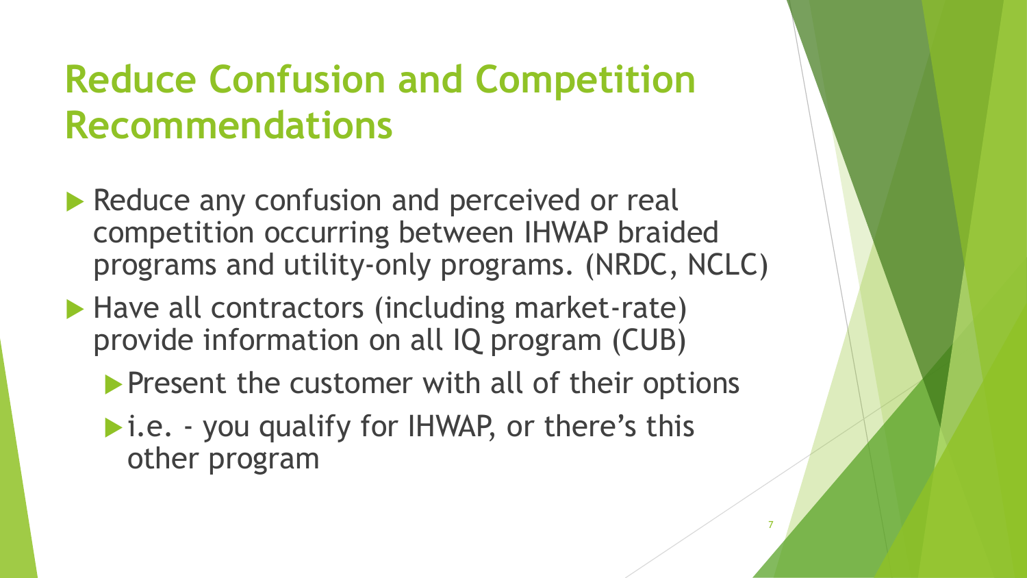# Reduce Confusion and Competition Recommendations

- Reduce any confusion and perceived or real competition occurring between IHWAP braided programs and utility-only programs. (NRDC, NCLC)
- Have all contractors (including market-rate) provide information on all IQ program (CUB)
  - Present the customer with all of their options
  - i.e. - you qualify for IHWAP, or there's this other program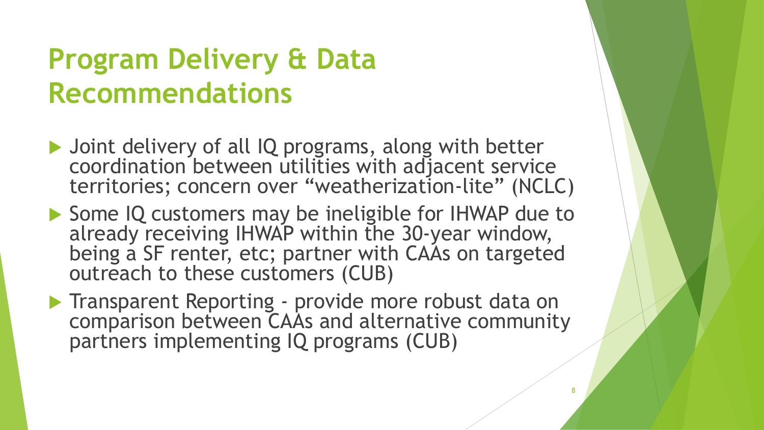# Program Delivery & Data Recommendations

- Joint delivery of all IQ programs, along with better coordination between utilities with adjacent service territories; concern over "weatherization-lite" (NCLC)
- Some IQ customers may be ineligible for IHWAP due to already receiving IHWAP within the 30-year window, being a SF renter, etc; partner with CAAs on targeted outreach to these customers (CUB)
- Transparent Reporting - provide more robust data on comparison between CAAs and alternative community partners implementing IQ programs (CUB)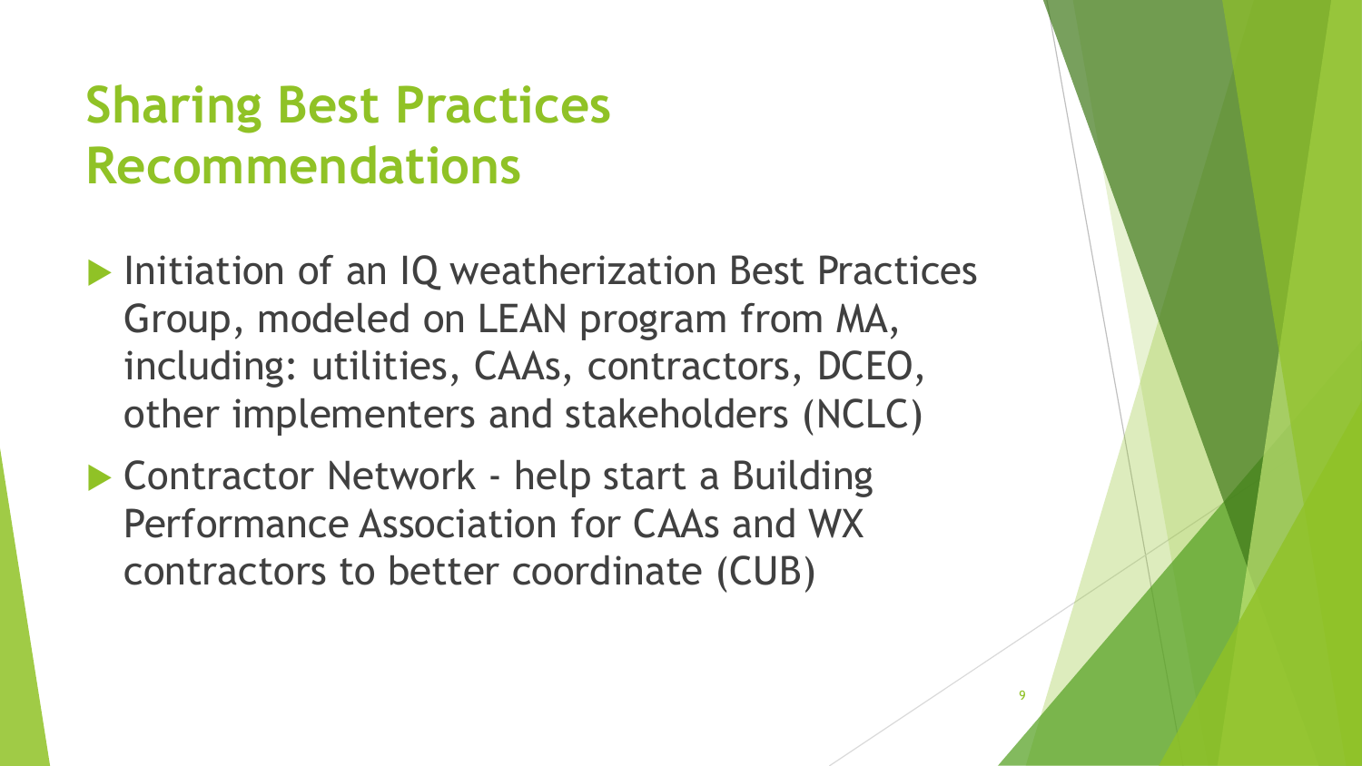# Sharing Best Practices Recommendations

- Initiation of an IQ weatherization Best Practices Group, modeled on LEAN program from MA, including: utilities, CAAs, contractors, DCEO, other implementers and stakeholders (NCLC)
- Contractor Network - help start a Building Performance Association for CAAs and WX contractors to better coordinate (CUB)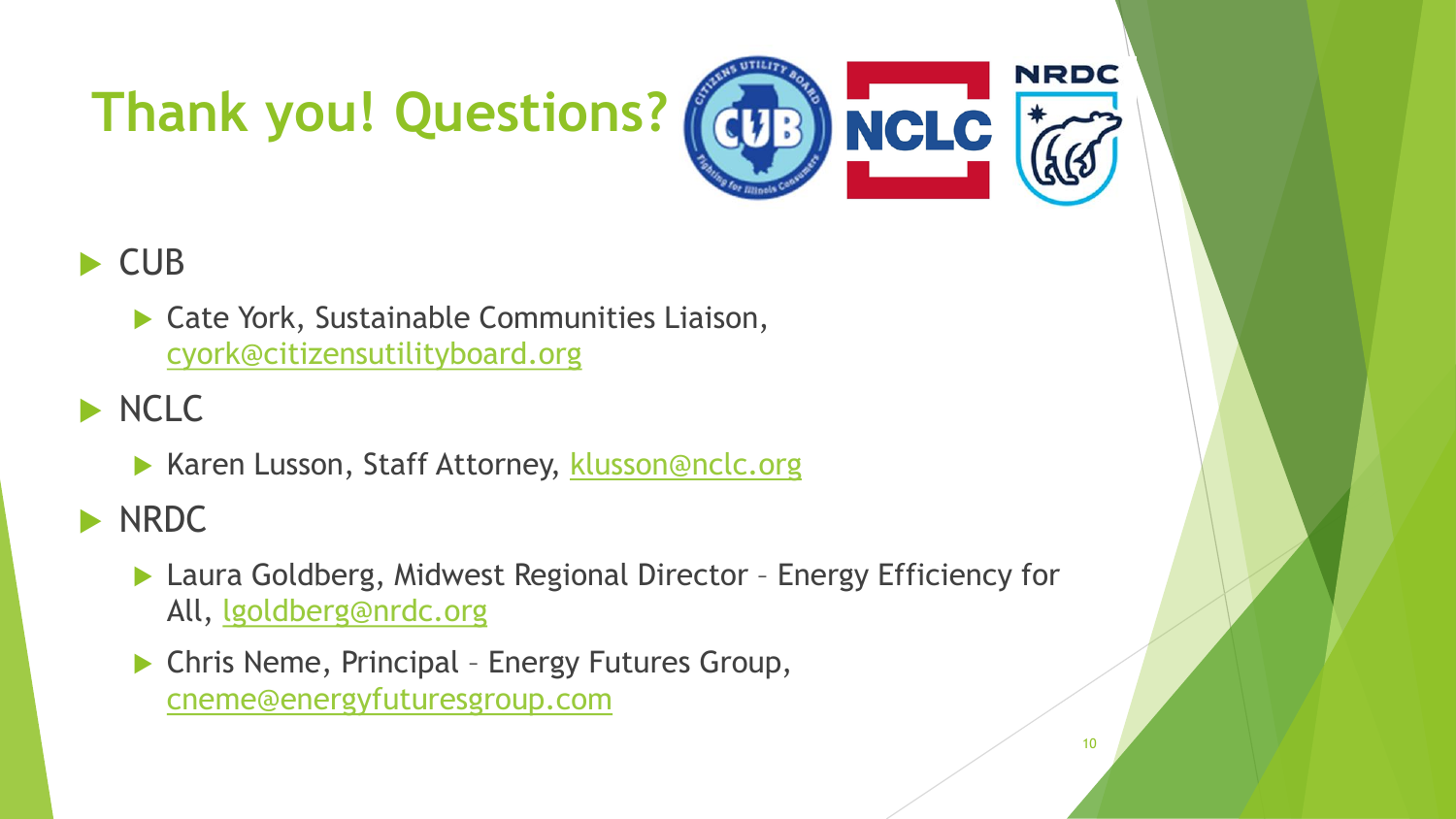# Thank you! Questions?

- CUB
  - Cate York, Sustainable Communities Liaison, cyork@citizensutilityboard.org
- NCLC
  - Karen Lusson, Staff Attorney, klusson@nclc.org
- NRDC
  - Laura Goldberg, Midwest Regional Director – Energy Efficiency for All, lgoldberg@nrdc.org
  - Chris Neme, Principal – Energy Futures Group, cneme@energyfuturesgroup.com